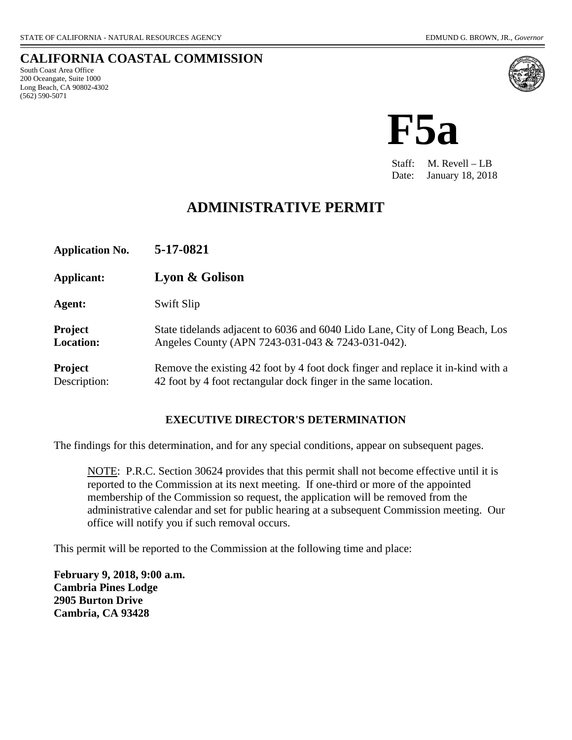STATE OF CALIFORNIA - NATURAL RESOURCES AGENCY EDMUND G. BROWN, JR., *Governor*

## CALIFORNIA COASTAL COMMISSION

South Coast Area Office
200 Oceangate, Suite 1000
Long Beach, CA 90802-4302
(562) 590-5071

# F5a

Staff: M. Revell – LB
Date: January 18, 2018

# ADMINISTRATIVE PERMIT

| | |
|---|---|
| **Application No.** | **5-17-0821** |
| **Applicant:** | **Lyon & Golison** |
| **Agent:** | Swift Slip |
| **Project Location:** | State tidelands adjacent to 6036 and 6040 Lido Lane, City of Long Beach, Los Angeles County (APN 7243-031-043 & 7243-031-042). |
| **Project** Description: | Remove the existing 42 foot by 4 foot dock finger and replace it in-kind with a 42 foot by 4 foot rectangular dock finger in the same location. |

### EXECUTIVE DIRECTOR'S DETERMINATION

The findings for this determination, and for any special conditions, appear on subsequent pages.

> NOTE: P.R.C. Section 30624 provides that this permit shall not become effective until it is reported to the Commission at its next meeting. If one-third or more of the appointed membership of the Commission so request, the application will be removed from the administrative calendar and set for public hearing at a subsequent Commission meeting. Our office will notify you if such removal occurs.

This permit will be reported to the Commission at the following time and place:

**February 9, 2018, 9:00 a.m.**
**Cambria Pines Lodge**
**2905 Burton Drive**
**Cambria, CA 93428**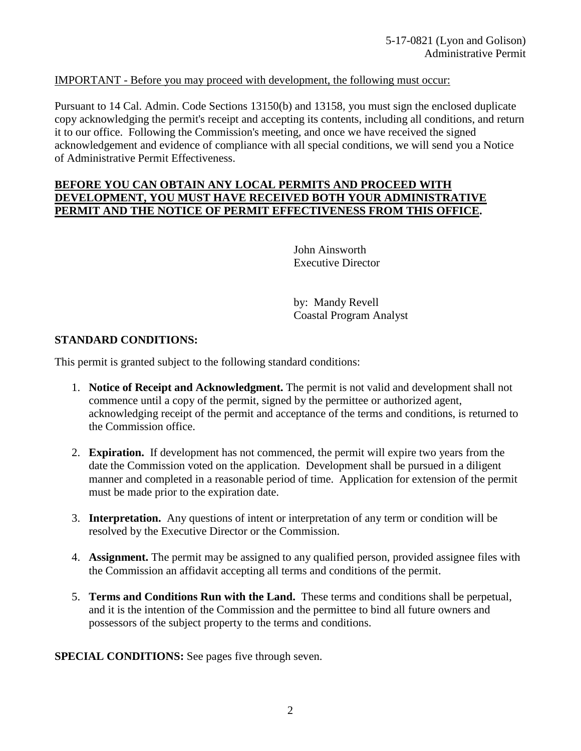IMPORTANT - Before you may proceed with development, the following must occur:

Pursuant to 14 Cal. Admin. Code Sections 13150(b) and 13158, you must sign the enclosed duplicate copy acknowledging the permit's receipt and accepting its contents, including all conditions, and return it to our office. Following the Commission's meeting, and once we have received the signed acknowledgement and evidence of compliance with all special conditions, we will send you a Notice of Administrative Permit Effectiveness.

**BEFORE YOU CAN OBTAIN ANY LOCAL PERMITS AND PROCEED WITH DEVELOPMENT, YOU MUST HAVE RECEIVED BOTH YOUR ADMINISTRATIVE PERMIT AND THE NOTICE OF PERMIT EFFECTIVENESS FROM THIS OFFICE.**

John Ainsworth
Executive Director

by: Mandy Revell
Coastal Program Analyst

**STANDARD CONDITIONS:**

This permit is granted subject to the following standard conditions:

1. **Notice of Receipt and Acknowledgment.** The permit is not valid and development shall not commence until a copy of the permit, signed by the permittee or authorized agent, acknowledging receipt of the permit and acceptance of the terms and conditions, is returned to the Commission office.

2. **Expiration.** If development has not commenced, the permit will expire two years from the date the Commission voted on the application. Development shall be pursued in a diligent manner and completed in a reasonable period of time. Application for extension of the permit must be made prior to the expiration date.

3. **Interpretation.** Any questions of intent or interpretation of any term or condition will be resolved by the Executive Director or the Commission.

4. **Assignment.** The permit may be assigned to any qualified person, provided assignee files with the Commission an affidavit accepting all terms and conditions of the permit.

5. **Terms and Conditions Run with the Land.** These terms and conditions shall be perpetual, and it is the intention of the Commission and the permittee to bind all future owners and possessors of the subject property to the terms and conditions.

**SPECIAL CONDITIONS:** See pages five through seven.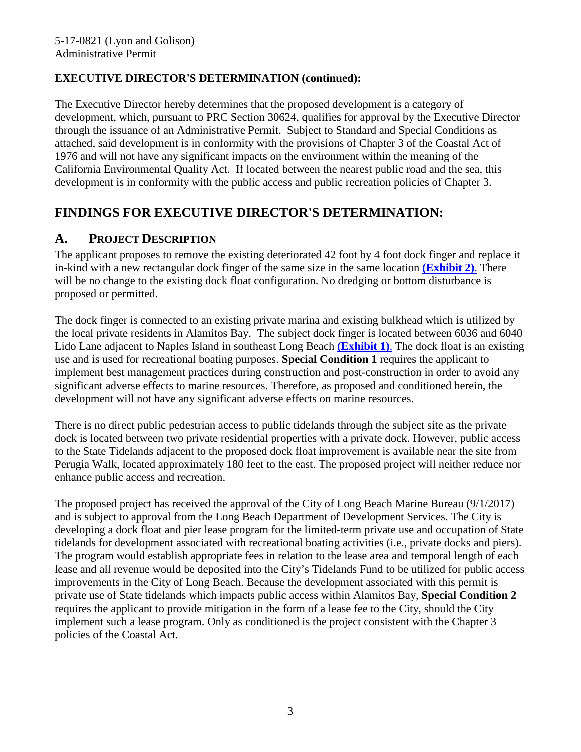**EXECUTIVE DIRECTOR'S DETERMINATION (continued):**

The Executive Director hereby determines that the proposed development is a category of development, which, pursuant to PRC Section 30624, qualifies for approval by the Executive Director through the issuance of an Administrative Permit. Subject to Standard and Special Conditions as attached, said development is in conformity with the provisions of Chapter 3 of the Coastal Act of 1976 and will not have any significant impacts on the environment within the meaning of the California Environmental Quality Act. If located between the nearest public road and the sea, this development is in conformity with the public access and public recreation policies of Chapter 3.

# FINDINGS FOR EXECUTIVE DIRECTOR'S DETERMINATION:

## A. PROJECT DESCRIPTION

The applicant proposes to remove the existing deteriorated 42 foot by 4 foot dock finger and replace it in-kind with a new rectangular dock finger of the same size in the same location **(Exhibit 2)**. There will be no change to the existing dock float configuration. No dredging or bottom disturbance is proposed or permitted.

The dock finger is connected to an existing private marina and existing bulkhead which is utilized by the local private residents in Alamitos Bay. The subject dock finger is located between 6036 and 6040 Lido Lane adjacent to Naples Island in southeast Long Beach **(Exhibit 1)**. The dock float is an existing use and is used for recreational boating purposes. **Special Condition 1** requires the applicant to implement best management practices during construction and post-construction in order to avoid any significant adverse effects to marine resources. Therefore, as proposed and conditioned herein, the development will not have any significant adverse effects on marine resources.

There is no direct public pedestrian access to public tidelands through the subject site as the private dock is located between two private residential properties with a private dock. However, public access to the State Tidelands adjacent to the proposed dock float improvement is available near the site from Perugia Walk, located approximately 180 feet to the east. The proposed project will neither reduce nor enhance public access and recreation.

The proposed project has received the approval of the City of Long Beach Marine Bureau (9/1/2017) and is subject to approval from the Long Beach Department of Development Services. The City is developing a dock float and pier lease program for the limited-term private use and occupation of State tidelands for development associated with recreational boating activities (i.e., private docks and piers). The program would establish appropriate fees in relation to the lease area and temporal length of each lease and all revenue would be deposited into the City's Tidelands Fund to be utilized for public access improvements in the City of Long Beach. Because the development associated with this permit is private use of State tidelands which impacts public access within Alamitos Bay, **Special Condition 2** requires the applicant to provide mitigation in the form of a lease fee to the City, should the City implement such a lease program. Only as conditioned is the project consistent with the Chapter 3 policies of the Coastal Act.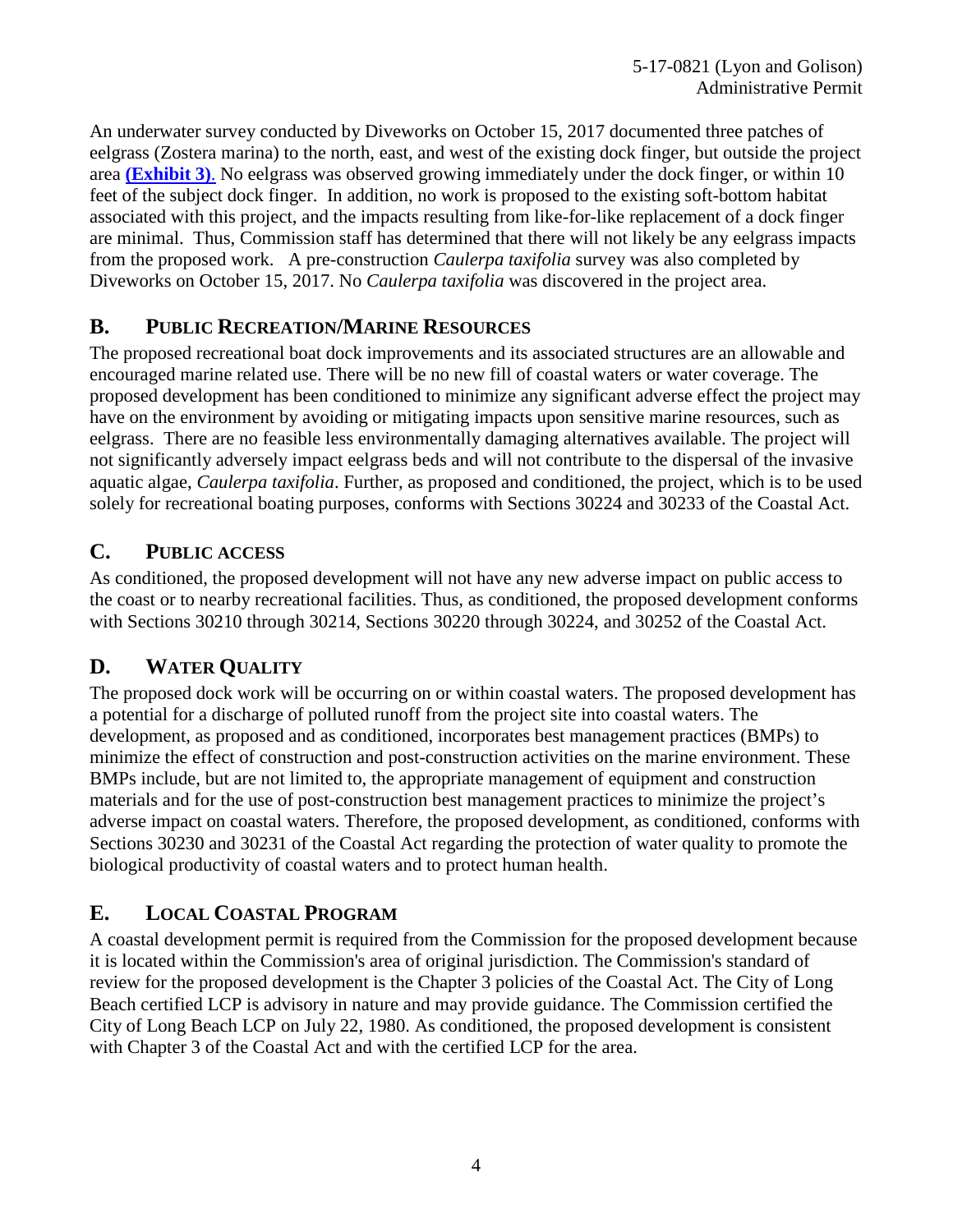An underwater survey conducted by Diveworks on October 15, 2017 documented three patches of eelgrass (Zostera marina) to the north, east, and west of the existing dock finger, but outside the project area **(Exhibit 3)**. No eelgrass was observed growing immediately under the dock finger, or within 10 feet of the subject dock finger. In addition, no work is proposed to the existing soft-bottom habitat associated with this project, and the impacts resulting from like-for-like replacement of a dock finger are minimal. Thus, Commission staff has determined that there will not likely be any eelgrass impacts from the proposed work. A pre-construction *Caulerpa taxifolia* survey was also completed by Diveworks on October 15, 2017. No *Caulerpa taxifolia* was discovered in the project area.

## B. PUBLIC RECREATION/MARINE RESOURCES

The proposed recreational boat dock improvements and its associated structures are an allowable and encouraged marine related use. There will be no new fill of coastal waters or water coverage. The proposed development has been conditioned to minimize any significant adverse effect the project may have on the environment by avoiding or mitigating impacts upon sensitive marine resources, such as eelgrass. There are no feasible less environmentally damaging alternatives available. The project will not significantly adversely impact eelgrass beds and will not contribute to the dispersal of the invasive aquatic algae, *Caulerpa taxifolia*. Further, as proposed and conditioned, the project, which is to be used solely for recreational boating purposes, conforms with Sections 30224 and 30233 of the Coastal Act.

## C. PUBLIC ACCESS

As conditioned, the proposed development will not have any new adverse impact on public access to the coast or to nearby recreational facilities. Thus, as conditioned, the proposed development conforms with Sections 30210 through 30214, Sections 30220 through 30224, and 30252 of the Coastal Act.

## D. WATER QUALITY

The proposed dock work will be occurring on or within coastal waters. The proposed development has a potential for a discharge of polluted runoff from the project site into coastal waters. The development, as proposed and as conditioned, incorporates best management practices (BMPs) to minimize the effect of construction and post-construction activities on the marine environment. These BMPs include, but are not limited to, the appropriate management of equipment and construction materials and for the use of post-construction best management practices to minimize the project's adverse impact on coastal waters. Therefore, the proposed development, as conditioned, conforms with Sections 30230 and 30231 of the Coastal Act regarding the protection of water quality to promote the biological productivity of coastal waters and to protect human health.

## E. LOCAL COASTAL PROGRAM

A coastal development permit is required from the Commission for the proposed development because it is located within the Commission's area of original jurisdiction. The Commission's standard of review for the proposed development is the Chapter 3 policies of the Coastal Act. The City of Long Beach certified LCP is advisory in nature and may provide guidance. The Commission certified the City of Long Beach LCP on July 22, 1980. As conditioned, the proposed development is consistent with Chapter 3 of the Coastal Act and with the certified LCP for the area.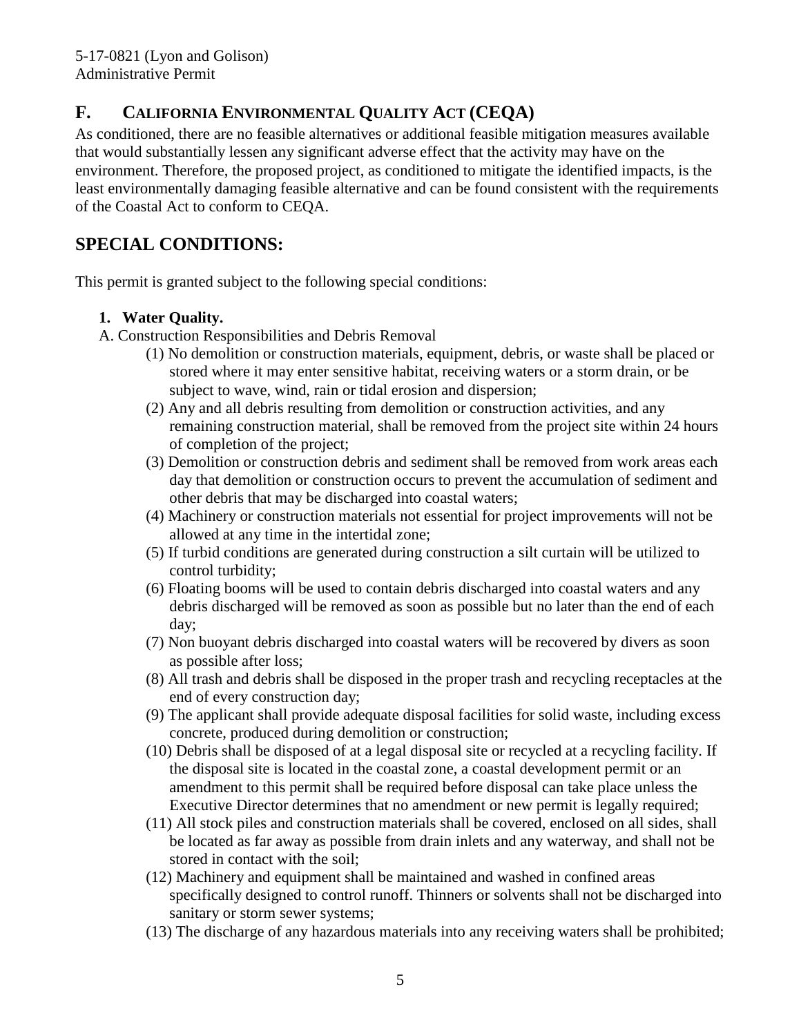## F. CALIFORNIA ENVIRONMENTAL QUALITY ACT (CEQA)

As conditioned, there are no feasible alternatives or additional feasible mitigation measures available that would substantially lessen any significant adverse effect that the activity may have on the environment. Therefore, the proposed project, as conditioned to mitigate the identified impacts, is the least environmentally damaging feasible alternative and can be found consistent with the requirements of the Coastal Act to conform to CEQA.

# SPECIAL CONDITIONS:

This permit is granted subject to the following special conditions:

1. **Water Quality.**

A. Construction Responsibilities and Debris Removal

(1) No demolition or construction materials, equipment, debris, or waste shall be placed or stored where it may enter sensitive habitat, receiving waters or a storm drain, or be subject to wave, wind, rain or tidal erosion and dispersion;

(2) Any and all debris resulting from demolition or construction activities, and any remaining construction material, shall be removed from the project site within 24 hours of completion of the project;

(3) Demolition or construction debris and sediment shall be removed from work areas each day that demolition or construction occurs to prevent the accumulation of sediment and other debris that may be discharged into coastal waters;

(4) Machinery or construction materials not essential for project improvements will not be allowed at any time in the intertidal zone;

(5) If turbid conditions are generated during construction a silt curtain will be utilized to control turbidity;

(6) Floating booms will be used to contain debris discharged into coastal waters and any debris discharged will be removed as soon as possible but no later than the end of each day;

(7) Non buoyant debris discharged into coastal waters will be recovered by divers as soon as possible after loss;

(8) All trash and debris shall be disposed in the proper trash and recycling receptacles at the end of every construction day;

(9) The applicant shall provide adequate disposal facilities for solid waste, including excess concrete, produced during demolition or construction;

(10) Debris shall be disposed of at a legal disposal site or recycled at a recycling facility. If the disposal site is located in the coastal zone, a coastal development permit or an amendment to this permit shall be required before disposal can take place unless the Executive Director determines that no amendment or new permit is legally required;

(11) All stock piles and construction materials shall be covered, enclosed on all sides, shall be located as far away as possible from drain inlets and any waterway, and shall not be stored in contact with the soil;

(12) Machinery and equipment shall be maintained and washed in confined areas specifically designed to control runoff. Thinners or solvents shall not be discharged into sanitary or storm sewer systems;

(13) The discharge of any hazardous materials into any receiving waters shall be prohibited;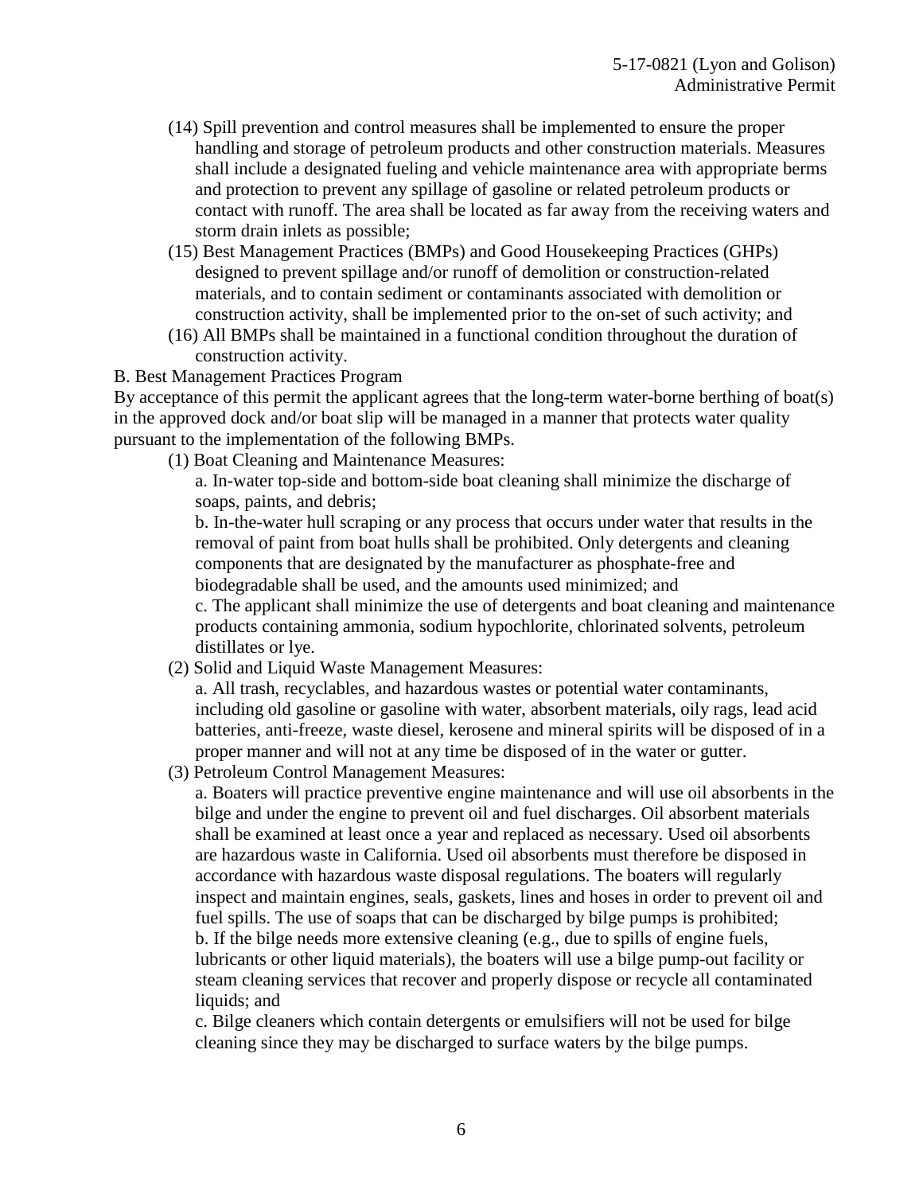(14) Spill prevention and control measures shall be implemented to ensure the proper handling and storage of petroleum products and other construction materials. Measures shall include a designated fueling and vehicle maintenance area with appropriate berms and protection to prevent any spillage of gasoline or related petroleum products or contact with runoff. The area shall be located as far away from the receiving waters and storm drain inlets as possible;

(15) Best Management Practices (BMPs) and Good Housekeeping Practices (GHPs) designed to prevent spillage and/or runoff of demolition or construction-related materials, and to contain sediment or contaminants associated with demolition or construction activity, shall be implemented prior to the on-set of such activity; and

(16) All BMPs shall be maintained in a functional condition throughout the duration of construction activity.

B. Best Management Practices Program

By acceptance of this permit the applicant agrees that the long-term water-borne berthing of boat(s) in the approved dock and/or boat slip will be managed in a manner that protects water quality pursuant to the implementation of the following BMPs.

(1) Boat Cleaning and Maintenance Measures:

a. In-water top-side and bottom-side boat cleaning shall minimize the discharge of soaps, paints, and debris;

b. In-the-water hull scraping or any process that occurs under water that results in the removal of paint from boat hulls shall be prohibited. Only detergents and cleaning components that are designated by the manufacturer as phosphate-free and biodegradable shall be used, and the amounts used minimized; and

c. The applicant shall minimize the use of detergents and boat cleaning and maintenance products containing ammonia, sodium hypochlorite, chlorinated solvents, petroleum distillates or lye.

(2) Solid and Liquid Waste Management Measures:

a. All trash, recyclables, and hazardous wastes or potential water contaminants, including old gasoline or gasoline with water, absorbent materials, oily rags, lead acid batteries, anti-freeze, waste diesel, kerosene and mineral spirits will be disposed of in a proper manner and will not at any time be disposed of in the water or gutter.

(3) Petroleum Control Management Measures:

a. Boaters will practice preventive engine maintenance and will use oil absorbents in the bilge and under the engine to prevent oil and fuel discharges. Oil absorbent materials shall be examined at least once a year and replaced as necessary. Used oil absorbents are hazardous waste in California. Used oil absorbents must therefore be disposed in accordance with hazardous waste disposal regulations. The boaters will regularly inspect and maintain engines, seals, gaskets, lines and hoses in order to prevent oil and fuel spills. The use of soaps that can be discharged by bilge pumps is prohibited;

b. If the bilge needs more extensive cleaning (e.g., due to spills of engine fuels, lubricants or other liquid materials), the boaters will use a bilge pump-out facility or steam cleaning services that recover and properly dispose or recycle all contaminated liquids; and

c. Bilge cleaners which contain detergents or emulsifiers will not be used for bilge cleaning since they may be discharged to surface waters by the bilge pumps.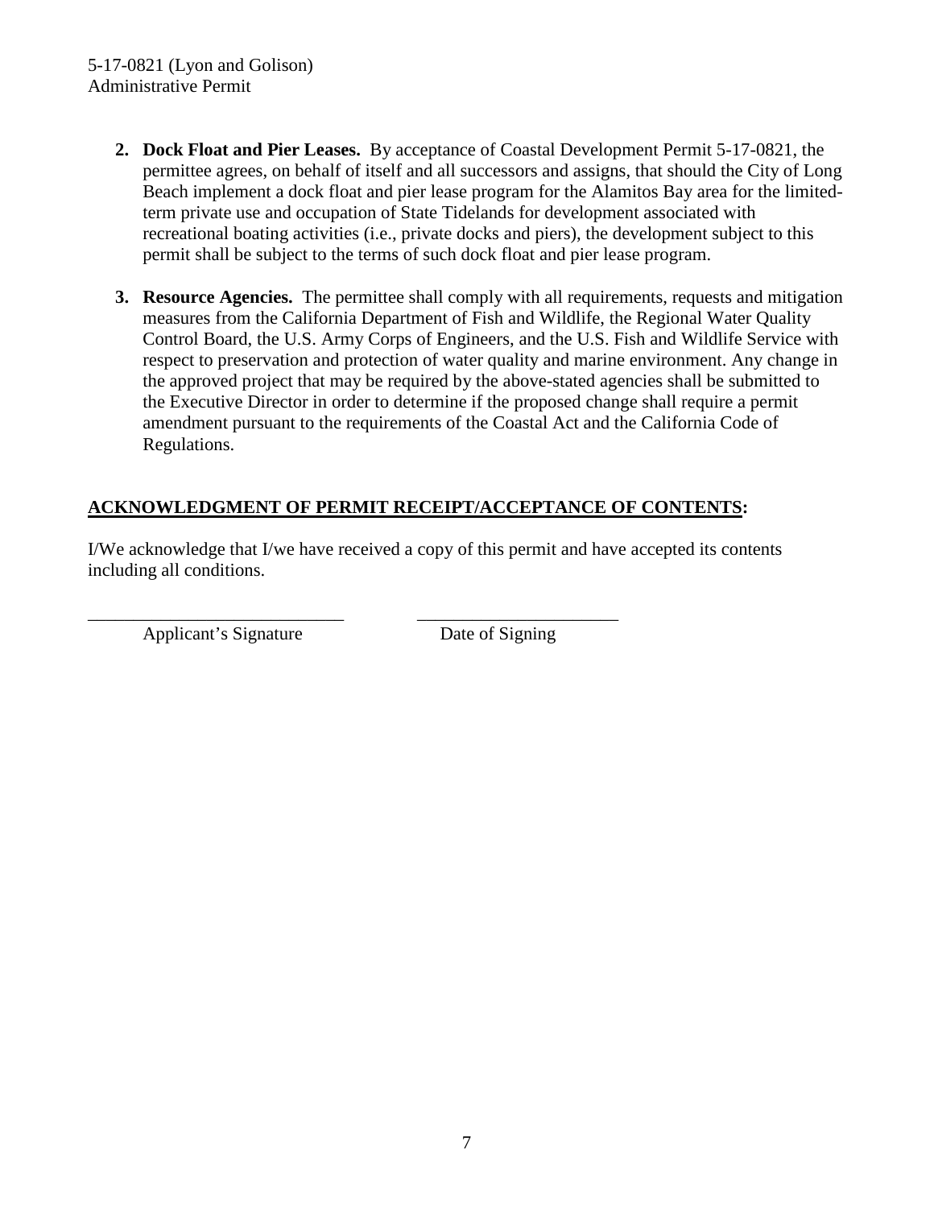2. **Dock Float and Pier Leases.** By acceptance of Coastal Development Permit 5-17-0821, the permittee agrees, on behalf of itself and all successors and assigns, that should the City of Long Beach implement a dock float and pier lease program for the Alamitos Bay area for the limited-term private use and occupation of State Tidelands for development associated with recreational boating activities (i.e., private docks and piers), the development subject to this permit shall be subject to the terms of such dock float and pier lease program.

3. **Resource Agencies.** The permittee shall comply with all requirements, requests and mitigation measures from the California Department of Fish and Wildlife, the Regional Water Quality Control Board, the U.S. Army Corps of Engineers, and the U.S. Fish and Wildlife Service with respect to preservation and protection of water quality and marine environment. Any change in the approved project that may be required by the above-stated agencies shall be submitted to the Executive Director in order to determine if the proposed change shall require a permit amendment pursuant to the requirements of the Coastal Act and the California Code of Regulations.

**ACKNOWLEDGMENT OF PERMIT RECEIPT/ACCEPTANCE OF CONTENTS:**

I/We acknowledge that I/we have received a copy of this permit and have accepted its contents including all conditions.

_____________________________ _______________________

Applicant's Signature Date of Signing